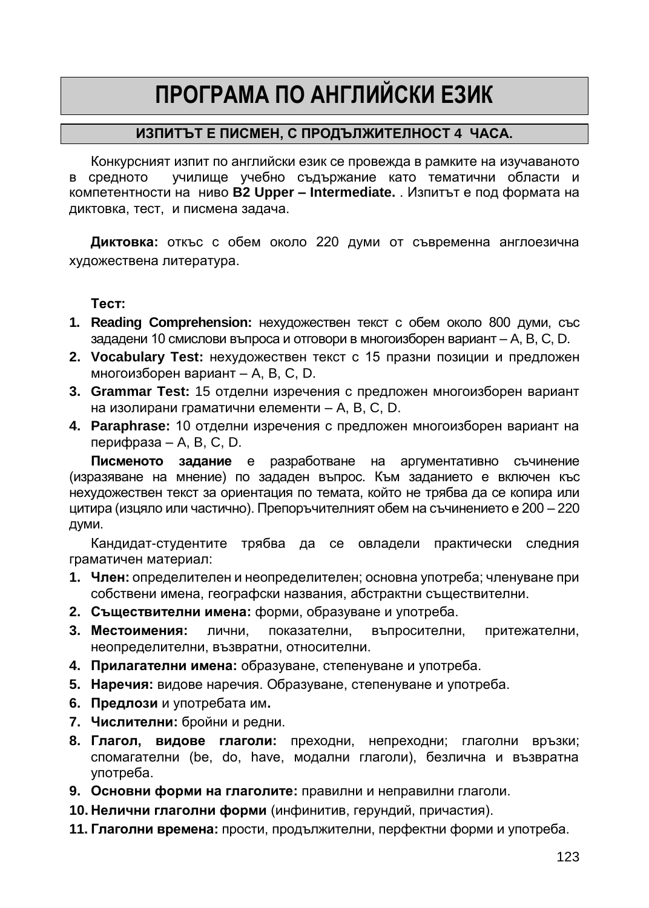# ПРОГРАМА ПО АНГЛИЙСКИ ЕЗИК

## ИЗПИТЪТ Е ПИСМЕН, С ПРОДЪЛЖИТЕЛНОСТ 4 ЧАСА.

Конкурсният изпит по английски език се провежда в рамките на изучаваното в средното училище учебно съдържание като тематични области и компетентности на ниво **B2 Upper – Intermediate.** . Изпитът е под формата на диктовка, тест, и писмена задача.

**Диктовка:** откъс с обем около 220 думи от съвременна англоезична художествена литература.

**Тест:**

1. **Reading Comprehension:** нехудожествен текст с обем около 800 думи, със зададени 10 смислови въпроса и отговори в многоизборен вариант – A, B, C, D.
2. **Vocabulary Test:** нехудожествен текст с 15 празни позиции и предложен многоизборен вариант – A, B, C, D.
3. **Grammar Test:** 15 отделни изречения с предложен многоизборен вариант на изолирани граматични елементи – A, B, C, D.
4. **Paraphrase:** 10 отделни изречения с предложен многоизборен вариант на перифраза – A, B, C, D.

**Писменото задание** е разработване на аргументативно съчинение (изразяване на мнение) по зададен въпрос. Към заданието е включен къс нехудожествен текст за ориентация по темата, който не трябва да се копира или цитира (изцяло или частично). Препоръчителният обем на съчинението е 200 – 220 думи.

Кандидат-студентите трябва да се овладели практически следния граматичен материал:

1. **Член:** определителен и неопределителен; основна употреба; членуване при собствени имена, географски названия, абстрактни съществителни.
2. **Съществителни имена:** форми, образуване и употреба.
3. **Местоимения:** лични, показателни, въпросителни, притежателни, неопределителни, възвратни, относителни.
4. **Прилагателни имена:** образуване, степенуване и употреба.
5. **Наречия:** видове наречия. Образуване, степенуване и употреба.
6. **Предлози** и употребата им**.**
7. **Числителни:** бройни и редни.
8. **Глагол, видове глаголи:** преходни, непреходни; глаголни връзки; спомагателни (be, do, have, модални глаголи), безлична и възвратна употреба.
9. **Основни форми на глаголите:** правилни и неправилни глаголи.
10. **Нелични глаголни форми** (инфинитив, герундий, причастия).
11. **Глаголни времена:** прости, продължителни, перфектни форми и употреба.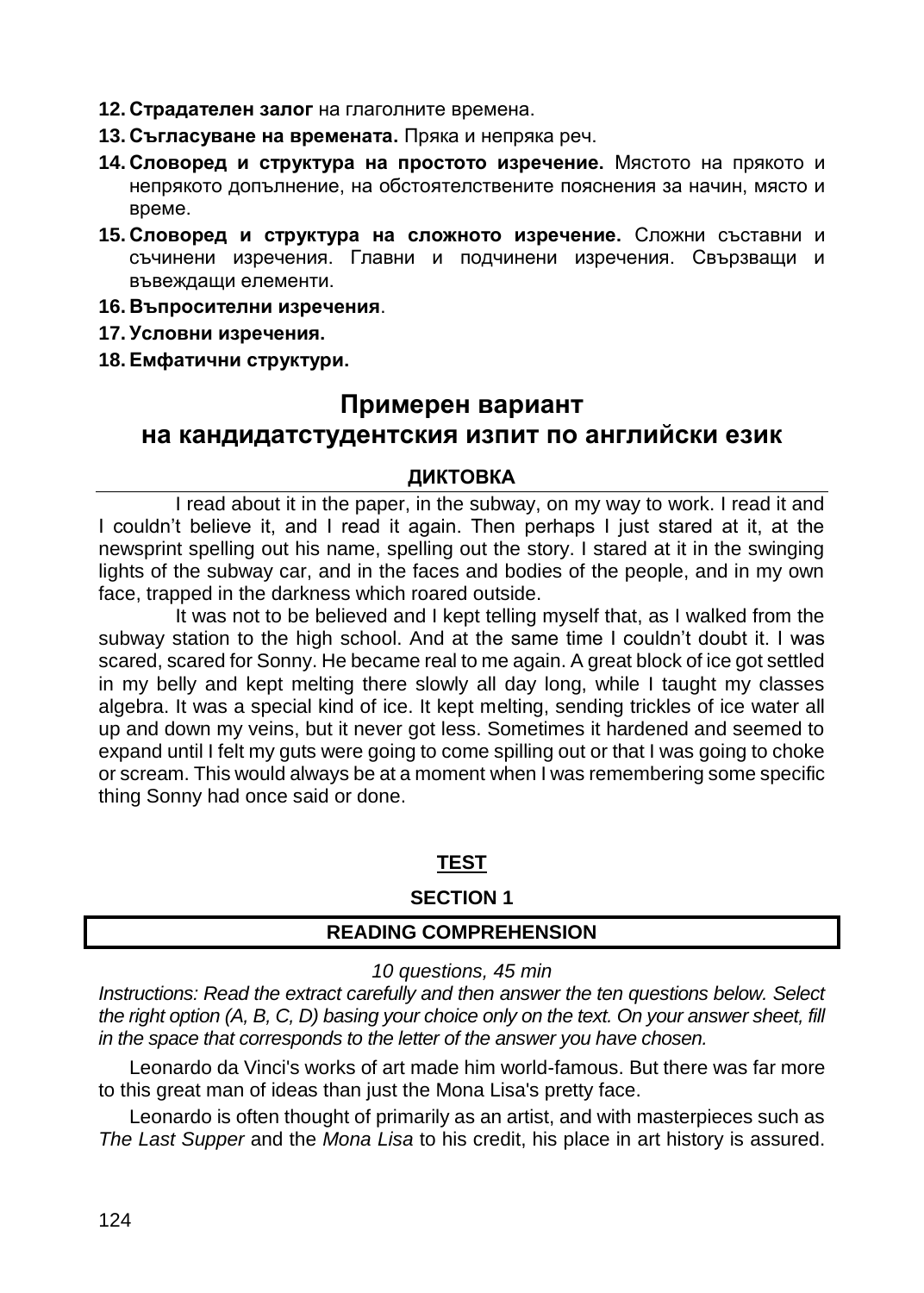12. **Страдателен залог** на глаголните времена.
13. **Съгласуване на времената.** Пряка и непряка реч.
14. **Словоред и структура на простото изречение.** Мястото на прякото и непрякото допълнение, на обстоятелствените пояснения за начин, място и време.
15. **Словоред и структура на сложното изречение.** Сложни съставни и съчинени изречения. Главни и подчинени изречения. Свързващи и въвеждащи елементи.
16. **Въпросителни изречения**.
17. **Условни изречения.**
18. **Емфатични структури.**

## Примерен вариант на кандидатстудентския изпит по английски език

### ДИКТОВКА

I read about it in the paper, in the subway, on my way to work. I read it and I couldn't believe it, and I read it again. Then perhaps I just stared at it, at the newsprint spelling out his name, spelling out the story. I stared at it in the swinging lights of the subway car, and in the faces and bodies of the people, and in my own face, trapped in the darkness which roared outside.

It was not to be believed and I kept telling myself that, as I walked from the subway station to the high school. And at the same time I couldn't doubt it. I was scared, scared for Sonny. He became real to me again. A great block of ice got settled in my belly and kept melting there slowly all day long, while I taught my classes algebra. It was a special kind of ice. It kept melting, sending trickles of ice water all up and down my veins, but it never got less. Sometimes it hardened and seemed to expand until I felt my guts were going to come spilling out or that I was going to choke or scream. This would always be at a moment when I was remembering some specific thing Sonny had once said or done.

### TEST

### SECTION 1

### READING COMPREHENSION

*10 questions, 45 min*

*Instructions: Read the extract carefully and then answer the ten questions below. Select the right option (A, B, C, D) basing your choice only on the text. On your answer sheet, fill in the space that corresponds to the letter of the answer you have chosen.*

Leonardo da Vinci's works of art made him world-famous. But there was far more to this great man of ideas than just the Mona Lisa's pretty face.

Leonardo is often thought of primarily as an artist, and with masterpieces such as *The Last Supper* and the *Mona Lisa* to his credit, his place in art history is assured.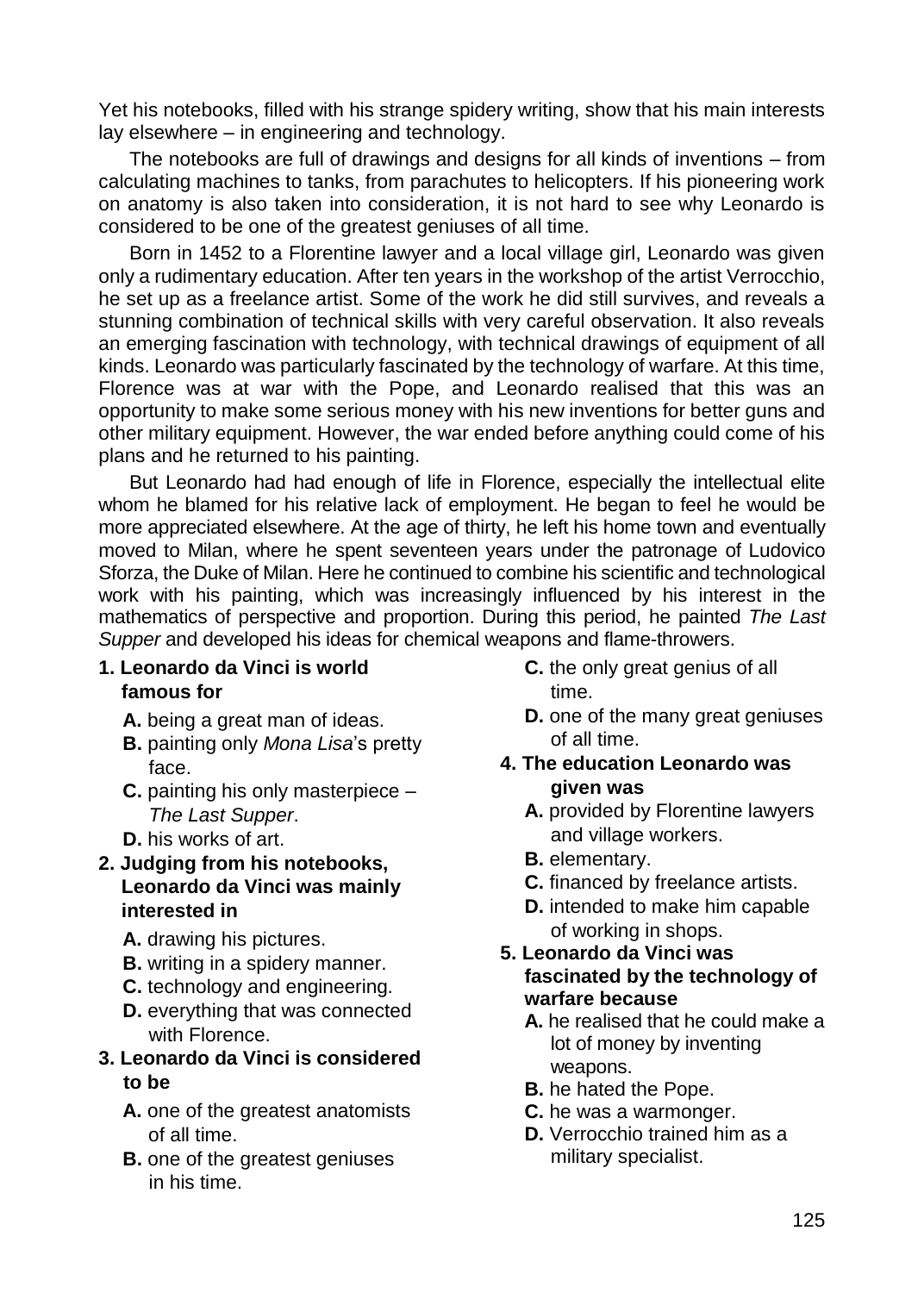Yet his notebooks, filled with his strange spidery writing, show that his main interests lay elsewhere – in engineering and technology.

The notebooks are full of drawings and designs for all kinds of inventions – from calculating machines to tanks, from parachutes to helicopters. If his pioneering work on anatomy is also taken into consideration, it is not hard to see why Leonardo is considered to be one of the greatest geniuses of all time.

Born in 1452 to a Florentine lawyer and a local village girl, Leonardo was given only a rudimentary education. After ten years in the workshop of the artist Verrocchio, he set up as a freelance artist. Some of the work he did still survives, and reveals a stunning combination of technical skills with very careful observation. It also reveals an emerging fascination with technology, with technical drawings of equipment of all kinds. Leonardo was particularly fascinated by the technology of warfare. At this time, Florence was at war with the Pope, and Leonardo realised that this was an opportunity to make some serious money with his new inventions for better guns and other military equipment. However, the war ended before anything could come of his plans and he returned to his painting.

But Leonardo had had enough of life in Florence, especially the intellectual elite whom he blamed for his relative lack of employment. He began to feel he would be more appreciated elsewhere. At the age of thirty, he left his home town and eventually moved to Milan, where he spent seventeen years under the patronage of Ludovico Sforza, the Duke of Milan. Here he continued to combine his scientific and technological work with his painting, which was increasingly influenced by his interest in the mathematics of perspective and proportion. During this period, he painted *The Last Supper* and developed his ideas for chemical weapons and flame-throwers.

**1. Leonardo da Vinci is world famous for**

- **A.** being a great man of ideas.
- **B.** painting only *Mona Lisa*'s pretty face.
- **C.** painting his only masterpiece – *The Last Supper*.
- **D.** his works of art.

**2. Judging from his notebooks, Leonardo da Vinci was mainly interested in**

- **A.** drawing his pictures.
- **B.** writing in a spidery manner.
- **C.** technology and engineering.
- **D.** everything that was connected with Florence.

**3. Leonardo da Vinci is considered to be**

- **A.** one of the greatest anatomists of all time.
- **B.** one of the greatest geniuses in his time.
- **C.** the only great genius of all time.
- **D.** one of the many great geniuses of all time.

**4. The education Leonardo was given was**

- **A.** provided by Florentine lawyers and village workers.
- **B.** elementary.
- **C.** financed by freelance artists.
- **D.** intended to make him capable of working in shops.

**5. Leonardo da Vinci was fascinated by the technology of warfare because**

- **A.** he realised that he could make a lot of money by inventing weapons.
- **B.** he hated the Pope.
- **C.** he was a warmonger.
- **D.** Verrocchio trained him as a military specialist.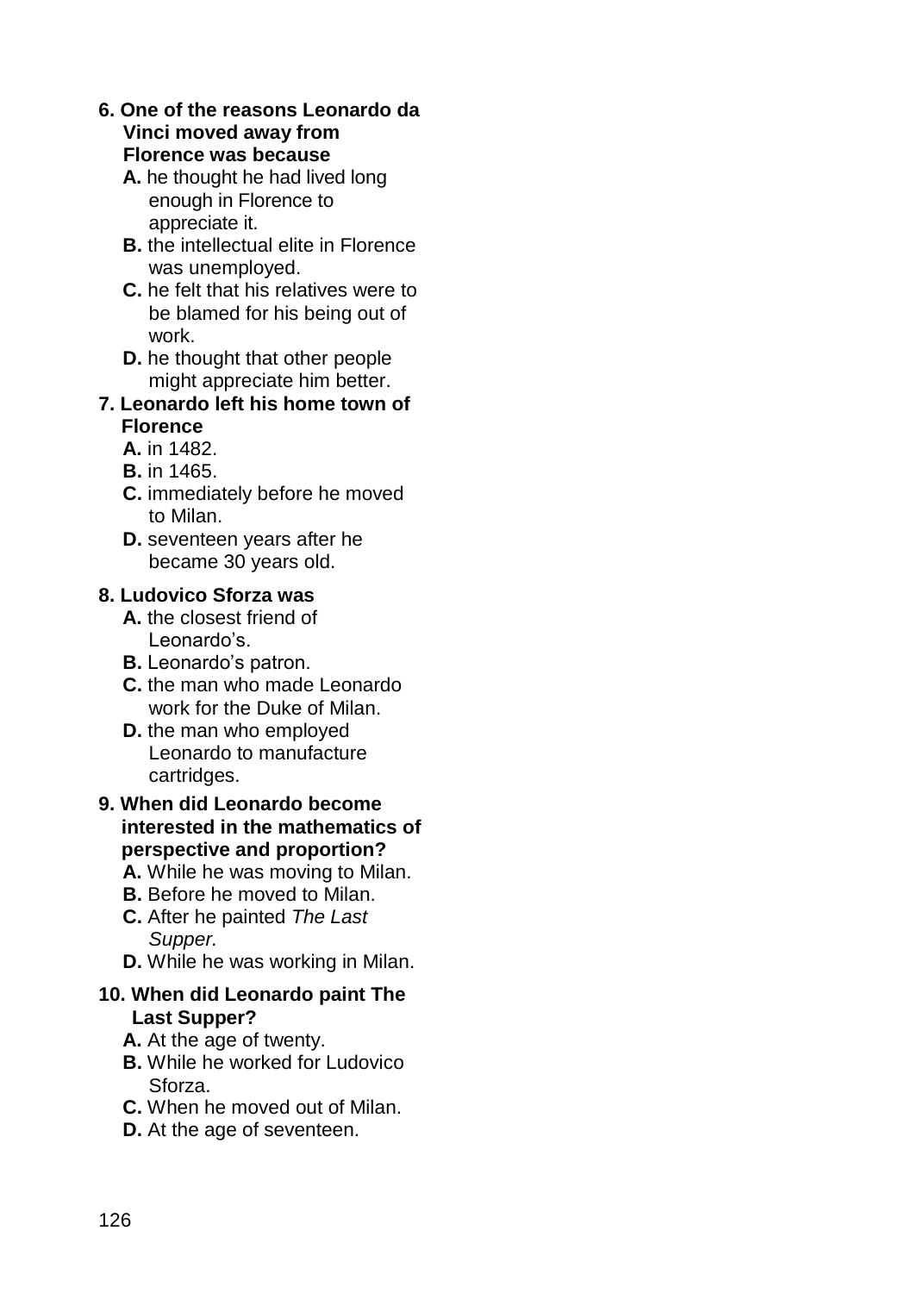**6. One of the reasons Leonardo da Vinci moved away from Florence was because**

- **A.** he thought he had lived long enough in Florence to appreciate it.
- **B.** the intellectual elite in Florence was unemployed.
- **C.** he felt that his relatives were to be blamed for his being out of work.
- **D.** he thought that other people might appreciate him better.

**7. Leonardo left his home town of Florence**

- **A.** in 1482.
- **B.** in 1465.
- **C.** immediately before he moved to Milan.
- **D.** seventeen years after he became 30 years old.

**8. Ludovico Sforza was**

- **A.** the closest friend of Leonardo's.
- **B.** Leonardo's patron.
- **C.** the man who made Leonardo work for the Duke of Milan.
- **D.** the man who employed Leonardo to manufacture cartridges.

**9. When did Leonardo become interested in the mathematics of perspective and proportion?**

- **A.** While he was moving to Milan.
- **B.** Before he moved to Milan.
- **C.** After he painted *The Last Supper.*
- **D.** While he was working in Milan.

**10. When did Leonardo paint The Last Supper?**

- **A.** At the age of twenty.
- **B.** While he worked for Ludovico Sforza.
- **C.** When he moved out of Milan.
- **D.** At the age of seventeen.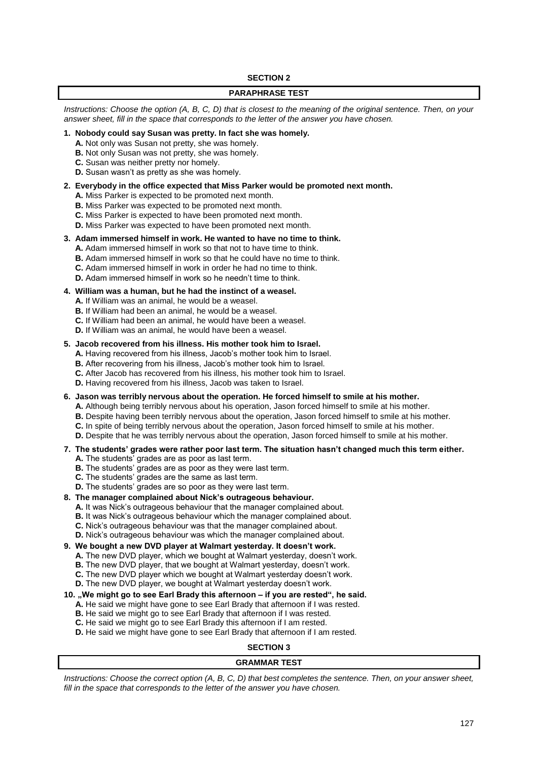## SECTION 2

### PARAPHRASE TEST

*Instructions: Choose the option (A, B, C, D) that is closest to the meaning of the original sentence. Then, on your answer sheet, fill in the space that corresponds to the letter of the answer you have chosen.*

**1. Nobody could say Susan was pretty. In fact she was homely.**
- **A.** Not only was Susan not pretty, she was homely.
- **B.** Not only Susan was not pretty, she was homely.
- **C.** Susan was neither pretty nor homely.
- **D.** Susan wasn't as pretty as she was homely.

**2. Everybody in the office expected that Miss Parker would be promoted next month.**
- **A.** Miss Parker is expected to be promoted next month.
- **B.** Miss Parker was expected to be promoted next month.
- **C.** Miss Parker is expected to have been promoted next month.
- **D.** Miss Parker was expected to have been promoted next month.

**3. Adam immersed himself in work. He wanted to have no time to think.**
- **A.** Adam immersed himself in work so that not to have time to think.
- **B.** Adam immersed himself in work so that he could have no time to think.
- **C.** Adam immersed himself in work in order he had no time to think.
- **D.** Adam immersed himself in work so he needn't time to think.

**4. William was a human, but he had the instinct of a weasel.**
- **A.** If William was an animal, he would be a weasel.
- **B.** If William had been an animal, he would be a weasel.
- **C.** If William had been an animal, he would have been a weasel.
- **D.** If William was an animal, he would have been a weasel.

**5. Jacob recovered from his illness. His mother took him to Israel.**
- **A.** Having recovered from his illness, Jacob's mother took him to Israel.
- **B.** After recovering from his illness, Jacob's mother took him to Israel.
- **C.** After Jacob has recovered from his illness, his mother took him to Israel.
- **D.** Having recovered from his illness, Jacob was taken to Israel.

**6. Jason was terribly nervous about the operation. He forced himself to smile at his mother.**
- **A.** Although being terribly nervous about his operation, Jason forced himself to smile at his mother.
- **B.** Despite having been terribly nervous about the operation, Jason forced himself to smile at his mother.
- **C.** In spite of being terribly nervous about the operation, Jason forced himself to smile at his mother.
- **D.** Despite that he was terribly nervous about the operation, Jason forced himself to smile at his mother.

**7. The students' grades were rather poor last term. The situation hasn't changed much this term either.**
- **A.** The students' grades are as poor as last term.
- **B.** The students' grades are as poor as they were last term.
- **C.** The students' grades are the same as last term.
- **D.** The students' grades are so poor as they were last term.

**8. The manager complained about Nick's outrageous behaviour.**
- **A.** It was Nick's outrageous behaviour that the manager complained about.
- **B.** It was Nick's outrageous behaviour which the manager complained about.
- **C.** Nick's outrageous behaviour was that the manager complained about.
- **D.** Nick's outrageous behaviour was which the manager complained about.

**9. We bought a new DVD player at Walmart yesterday. It doesn't work.**
- **A.** The new DVD player, which we bought at Walmart yesterday, doesn't work.
- **B.** The new DVD player, that we bought at Walmart yesterday, doesn't work.
- **C.** The new DVD player which we bought at Walmart yesterday doesn't work.
- **D.** The new DVD player, we bought at Walmart yesterday doesn't work.

**10. „We might go to see Earl Brady this afternoon – if you are rested", he said.**
- **A.** He said we might have gone to see Earl Brady that afternoon if I was rested.
- **B.** He said we might go to see Earl Brady that afternoon if I was rested.
- **C.** He said we might go to see Earl Brady this afternoon if I am rested.
- **D.** He said we might have gone to see Earl Brady that afternoon if I am rested.

## SECTION 3

### GRAMMAR TEST

*Instructions: Choose the correct option (A, B, C, D) that best completes the sentence. Then, on your answer sheet, fill in the space that corresponds to the letter of the answer you have chosen.*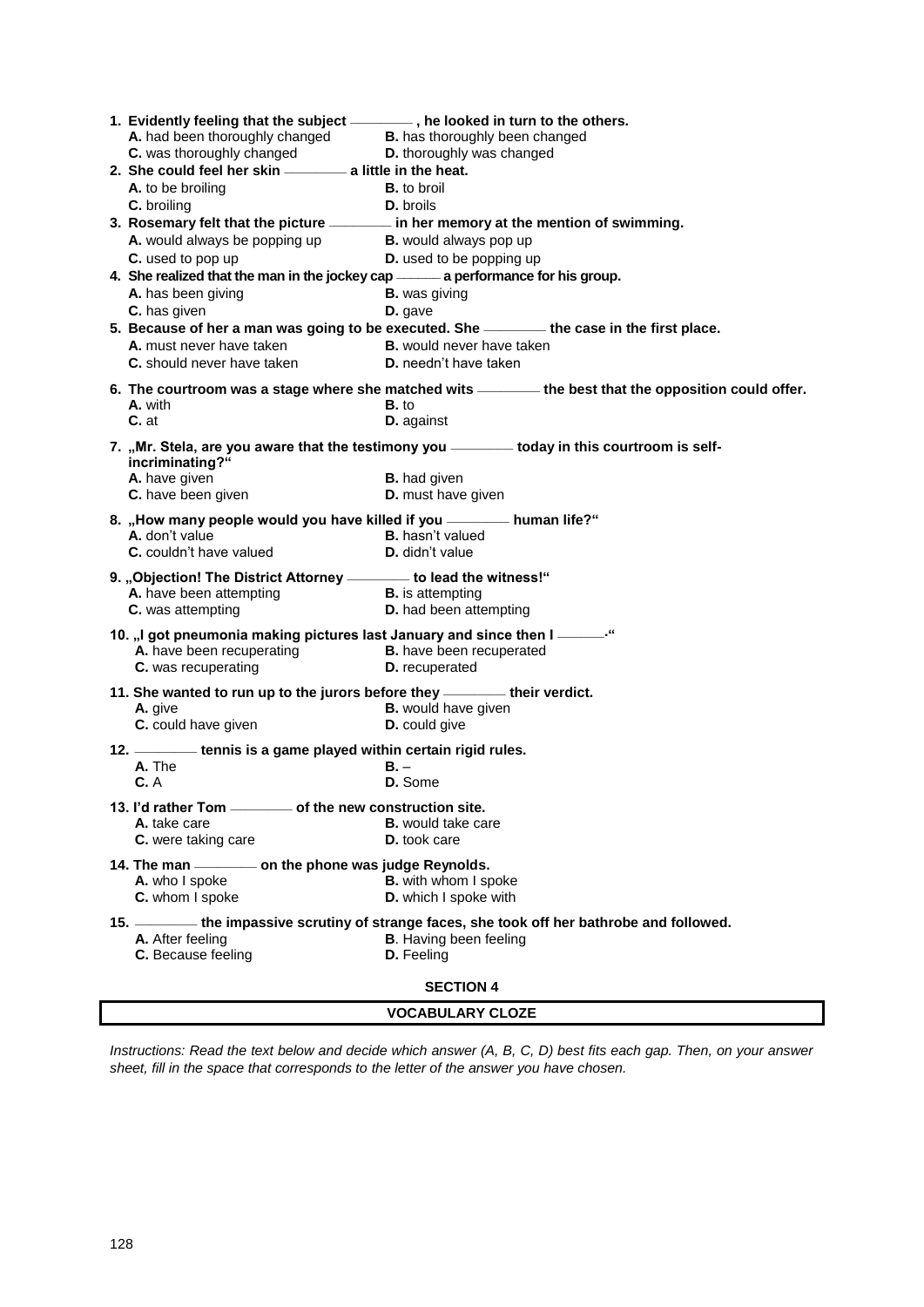**1. Evidently feeling that the subject ________ , he looked in turn to the others.**

A. had been thoroughly changed
B. has thoroughly been changed
C. was thoroughly changed
D. thoroughly was changed

**2. She could feel her skin ________ a little in the heat.**

A. to be broiling
B. to broil
C. broiling
D. broils

**3. Rosemary felt that the picture ________ in her memory at the mention of swimming.**

A. would always be popping up
B. would always pop up
C. used to pop up
D. used to be popping up

**4. She realized that the man in the jockey cap ______ a performance for his group.**

A. has been giving
B. was giving
C. has given
D. gave

**5. Because of her a man was going to be executed. She ________ the case in the first place.**

A. must never have taken
B. would never have taken
C. should never have taken
D. needn't have taken

**6. The courtroom was a stage where she matched wits ________ the best that the opposition could offer.**

A. with
B. to
C. at
D. against

**7. „Mr. Stela, are you aware that the testimony you ________ today in this courtroom is self-incriminating?"**

A. have given
B. had given
C. have been given
D. must have given

**8. „How many people would you have killed if you ________ human life?"**

A. don't value
B. hasn't valued
C. couldn't have valued
D. didn't value

**9. „Objection! The District Attorney ________ to lead the witness!"**

A. have been attempting
B. is attempting
C. was attempting
D. had been attempting

**10. „I got pneumonia making pictures last January and since then I ______."**

A. have been recuperating
B. have been recuperated
C. was recuperating
D. recuperated

**11. She wanted to run up to the jurors before they ________ their verdict.**

A. give
B. would have given
C. could have given
D. could give

**12. ________ tennis is a game played within certain rigid rules.**

A. The
B. –
C. A
D. Some

**13. I'd rather Tom ________ of the new construction site.**

A. take care
B. would take care
C. were taking care
D. took care

**14. The man ________ on the phone was judge Reynolds.**

A. who I spoke
B. with whom I spoke
C. whom I spoke
D. which I spoke with

**15. ________ the impassive scrutiny of strange faces, she took off her bathrobe and followed.**

A. After feeling
B. Having been feeling
C. Because feeling
D. Feeling

**SECTION 4**

**VOCABULARY CLOZE**

*Instructions: Read the text below and decide which answer (A, B, C, D) best fits each gap. Then, on your answer sheet, fill in the space that corresponds to the letter of the answer you have chosen.*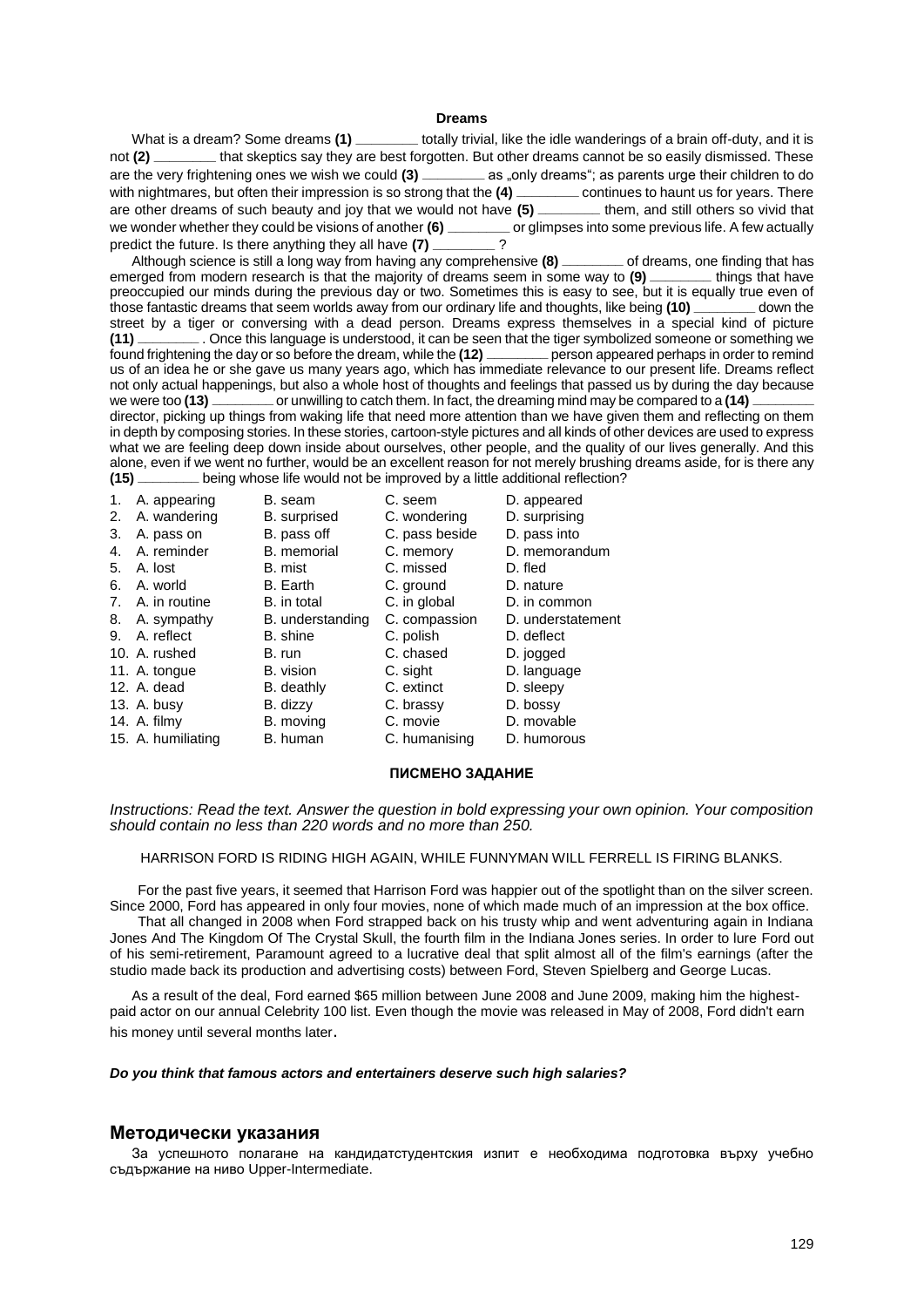**Dreams**

What is a dream? Some dreams **(1)** ________ totally trivial, like the idle wanderings of a brain off-duty, and it is not **(2)** ________ that skeptics say they are best forgotten. But other dreams cannot be so easily dismissed. These are the very frightening ones we wish we could **(3)** ________ as „only dreams"; as parents urge their children to do with nightmares, but often their impression is so strong that the **(4)** ________ continues to haunt us for years. There are other dreams of such beauty and joy that we would not have **(5)** ________ them, and still others so vivid that we wonder whether they could be visions of another **(6)** ________ or glimpses into some previous life. A few actually predict the future. Is there anything they all have **(7)** ________ ?

Although science is still a long way from having any comprehensive **(8)** ________ of dreams, one finding that has emerged from modern research is that the majority of dreams seem in some way to **(9)** ________ things that have preoccupied our minds during the previous day or two. Sometimes this is easy to see, but it is equally true even of those fantastic dreams that seem worlds away from our ordinary life and thoughts, like being **(10)** ________ down the street by a tiger or conversing with a dead person. Dreams express themselves in a special kind of picture **(11)** ________ . Once this language is understood, it can be seen that the tiger symbolized someone or something we found frightening the day or so before the dream, while the **(12)** ________ person appeared perhaps in order to remind us of an idea he or she gave us many years ago, which has immediate relevance to our present life. Dreams reflect not only actual happenings, but also a whole host of thoughts and feelings that passed us by during the day because we were too **(13)** ________ or unwilling to catch them. In fact, the dreaming mind may be compared to a **(14)** ________ director, picking up things from waking life that need more attention than we have given them and reflecting on them in depth by composing stories. In these stories, cartoon-style pictures and all kinds of other devices are used to express what we are feeling deep down inside about ourselves, other people, and the quality of our lives generally. And this alone, even if we went no further, would be an excellent reason for not merely brushing dreams aside, for is there any **(15)** ________ being whose life would not be improved by a little additional reflection?

| | A | B | C | D |
|---|---|---|---|---|
| 1. | A. appearing | B. seam | C. seem | D. appeared |
| 2. | A. wandering | B. surprised | C. wondering | D. surprising |
| 3. | A. pass on | B. pass off | C. pass beside | D. pass into |
| 4. | A. reminder | B. memorial | C. memory | D. memorandum |
| 5. | A. lost | B. mist | C. missed | D. fled |
| 6. | A. world | B. Earth | C. ground | D. nature |
| 7. | A. in routine | B. in total | C. in global | D. in common |
| 8. | A. sympathy | B. understanding | C. compassion | D. understatement |
| 9. | A. reflect | B. shine | C. polish | D. deflect |
| 10. | A. rushed | B. run | C. chased | D. jogged |
| 11. | A. tongue | B. vision | C. sight | D. language |
| 12. | A. dead | B. deathly | C. extinct | D. sleepy |
| 13. | A. busy | B. dizzy | C. brassy | D. bossy |
| 14. | A. filmy | B. moving | C. movie | D. movable |
| 15. | A. humiliating | B. human | C. humanising | D. humorous |

**ПИСМЕНО ЗАДАНИЕ**

*Instructions: Read the text. Answer the question in bold expressing your own opinion. Your composition should contain no less than 220 words and no more than 250.*

HARRISON FORD IS RIDING HIGH AGAIN, WHILE FUNNYMAN WILL FERRELL IS FIRING BLANKS.

For the past five years, it seemed that Harrison Ford was happier out of the spotlight than on the silver screen. Since 2000, Ford has appeared in only four movies, none of which made much of an impression at the box office.

That all changed in 2008 when Ford strapped back on his trusty whip and went adventuring again in Indiana Jones And The Kingdom Of The Crystal Skull, the fourth film in the Indiana Jones series. In order to lure Ford out of his semi-retirement, Paramount agreed to a lucrative deal that split almost all of the film's earnings (after the studio made back its production and advertising costs) between Ford, Steven Spielberg and George Lucas.

As a result of the deal, Ford earned $65 million between June 2008 and June 2009, making him the highest-paid actor on our annual Celebrity 100 list. Even though the movie was released in May of 2008, Ford didn't earn his money until several months later.

***Do you think that famous actors and entertainers deserve such high salaries?***

## Методически указания

За успешното полагане на кандидатстудентския изпит е необходима подготовка върху учебно съдържание на ниво Upper-Intermediate.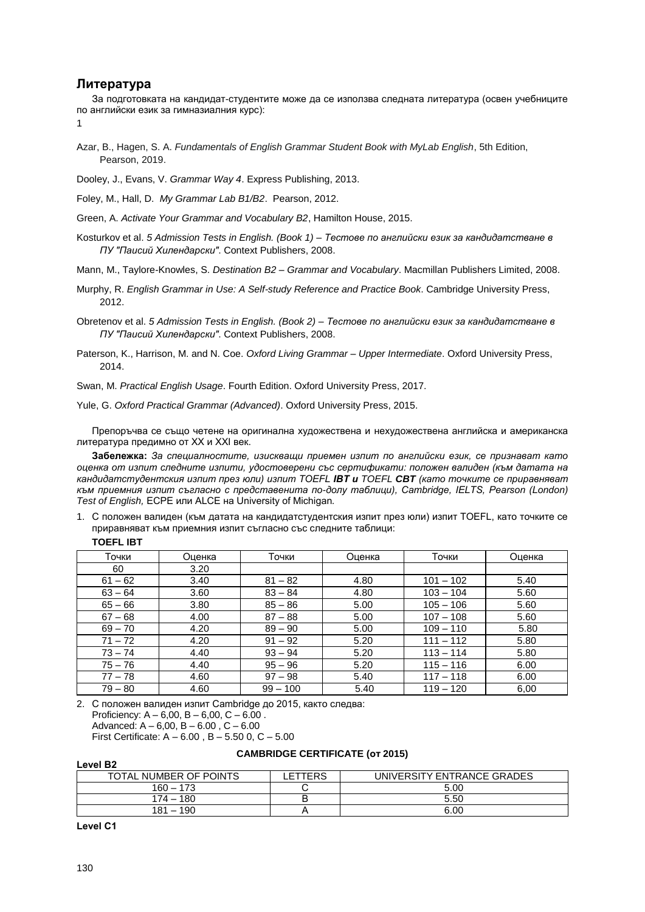## Литература

За подготовката на кандидат-студентите може да се използва следната литература (освен учебниците по английски език за гимназиалния курс):

1

Azar, B., Hagen, S. A. *Fundamentals of English Grammar Student Book with MyLab English*, 5th Edition, Pearson, 2019.

Dooley, J., Evans, V. *Grammar Way 4*. Express Publishing, 2013.

Foley, M., Hall, D. *My Grammar Lab B1/B2*. Pearson, 2012.

Green, A. *Activate Your Grammar and Vocabulary B2*, Hamilton House, 2015.

Kosturkov et al. *5 Admission Tests in English. (Book 1) – Тестове по английски език за кандидатстване в ПУ "Паисий Хилендарски"*. Context Publishers, 2008.

Mann, M., Taylore-Knowles, S. *Destination B2 – Grammar and Vocabulary*. Macmillan Publishers Limited, 2008.

Murphy, R. *English Grammar in Use: A Self-study Reference and Practice Book*. Cambridge University Press, 2012.

Obretenov et al. *5 Admission Tests in English. (Book 2) – Тестове по английски език за кандидатстване в ПУ "Паисий Хилендарски"*. Context Publishers, 2008.

Paterson, K., Harrison, M. and N. Coe. *Oxford Living Grammar – Upper Intermediate*. Oxford University Press, 2014.

Swan, M. *Practical English Usage*. Fourth Edition. Oxford University Press, 2017.

Yule, G. *Oxford Practical Grammar (Advanced)*. Oxford University Press, 2015.

Препоръчва се също четене на оригинална художествена и нехудожествена английска и американска литература предимно от XX и XXI век.

**Забележка:** *За специалностите, изискващи приемен изпит по английски език, се признават като оценка от изпит следните изпити, удостоверени със сертификати: положен валиден (към датата на кандидатстудентския изпит през юли) изпит TOEFL **IBT и** TOEFL **CBT** (като точките се приравняват към приемния изпит съгласно с представените по-долу таблици), Cambridge, IELTS, Pearson (London) Test of English,* ECPE или ALCE на University of Michigan.

1. С положен валиден (към датата на кандидатстудентския изпит през юли) изпит TOEFL, като точките се приравняват към приемния изпит съгласно със следните таблици:

**TOEFL IBT**

| Точки | Оценка | Точки | Оценка | Точки | Оценка |
|---|---|---|---|---|---|
| 60 | 3.20 | | | | |
| 61 – 62 | 3.40 | 81 – 82 | 4.80 | 101 – 102 | 5.40 |
| 63 – 64 | 3.60 | 83 – 84 | 4.80 | 103 – 104 | 5.60 |
| 65 – 66 | 3.80 | 85 – 86 | 5.00 | 105 – 106 | 5.60 |
| 67 – 68 | 4.00 | 87 – 88 | 5.00 | 107 – 108 | 5.60 |
| 69 – 70 | 4.20 | 89 – 90 | 5.00 | 109 – 110 | 5.80 |
| 71 – 72 | 4.20 | 91 – 92 | 5.20 | 111 – 112 | 5.80 |
| 73 – 74 | 4.40 | 93 – 94 | 5.20 | 113 – 114 | 5.80 |
| 75 – 76 | 4.40 | 95 – 96 | 5.20 | 115 – 116 | 6.00 |
| 77 – 78 | 4.60 | 97 – 98 | 5.40 | 117 – 118 | 6.00 |
| 79 – 80 | 4.60 | 99 – 100 | 5.40 | 119 – 120 | 6,00 |

2. С положен валиден изпит Cambridge до 2015, както следва:
   Proficiency: A – 6,00, B – 6,00, C – 6.00 .
   Advanced: A – 6,00, B – 6.00 , C – 6.00
   First Certificate: A – 6.00 , B – 5.50 0, C – 5.00

**CAMBRIDGE CERTIFICATE (от 2015)**

**Level B2**

| TOTAL NUMBER OF POINTS | LETTERS | UNIVERSITY ENTRANCE GRADES |
|---|---|---|
| 160 – 173 | C | 5.00 |
| 174 – 180 | B | 5.50 |
| 181 – 190 | A | 6.00 |

**Level C1**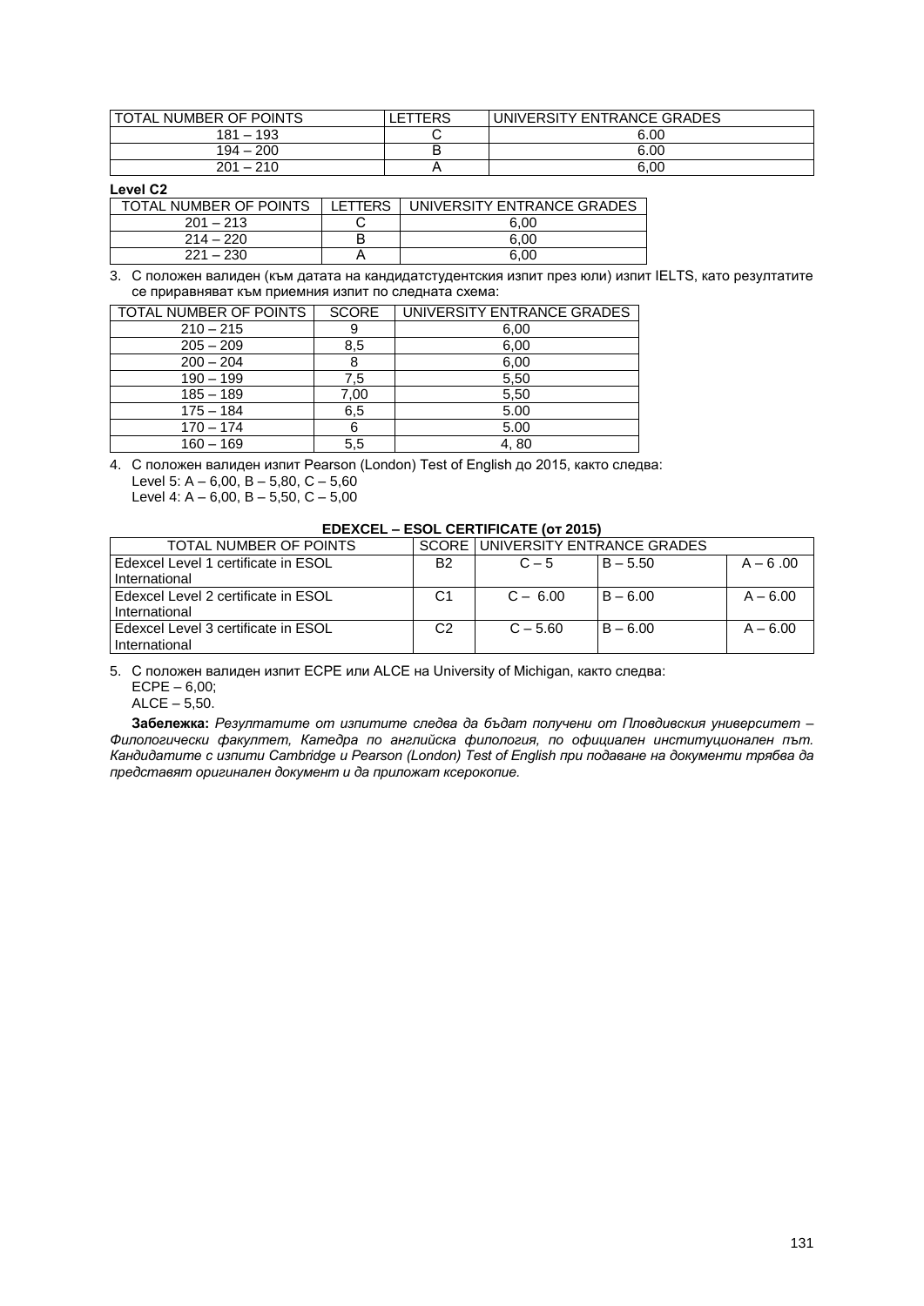| TOTAL NUMBER OF POINTS | LETTERS | UNIVERSITY ENTRANCE GRADES |
|---|---|---|
| 181 – 193 | C | 6.00 |
| 194 – 200 | B | 6.00 |
| 201 – 210 | A | 6,00 |

**Level C2**

| TOTAL NUMBER OF POINTS | LETTERS | UNIVERSITY ENTRANCE GRADES |
|---|---|---|
| 201 – 213 | C | 6,00 |
| 214 – 220 | B | 6,00 |
| 221 – 230 | A | 6,00 |

3. С положен валиден (към датата на кандидатстудентския изпит през юли) изпит IELTS, като резултатите се приравняват към приемния изпит по следната схема:

| TOTAL NUMBER OF POINTS | SCORE | UNIVERSITY ENTRANCE GRADES |
|---|---|---|
| 210 – 215 | 9 | 6,00 |
| 205 – 209 | 8,5 | 6,00 |
| 200 – 204 | 8 | 6,00 |
| 190 – 199 | 7,5 | 5,50 |
| 185 – 189 | 7,00 | 5,50 |
| 175 – 184 | 6,5 | 5.00 |
| 170 – 174 | 6 | 5.00 |
| 160 – 169 | 5,5 | 4, 80 |

4. С положен валиден изпит Pearson (London) Test of English до 2015, както следва:
   Level 5: A – 6,00, B – 5,80, C – 5,60
   Level 4: A – 6,00, B – 5,50, C – 5,00

**EDEXCEL – ESOL CERTIFICATE (от 2015)**

| TOTAL NUMBER OF POINTS | SCORE | UNIVERSITY ENTRANCE GRADES | | |
|---|---|---|---|---|
| Edexcel Level 1 certificate in ESOL International | B2 | C – 5 | B – 5.50 | A – 6 .00 |
| Edexcel Level 2 certificate in ESOL International | C1 | C – 6.00 | B – 6.00 | A – 6.00 |
| Edexcel Level 3 certificate in ESOL International | C2 | C – 5.60 | B – 6.00 | A – 6.00 |

5. С положен валиден изпит ECPE или ALCE на University of Michigan, както следва:
   ECPE – 6,00;
   ALCE – 5,50.

**Забележка:** *Резултатите от изпитите следва да бъдат получени от Пловдивския университет – Филологически факултет, Катедра по английска филология, по официален институционален път. Кандидатите с изпити Cambridge и Pearson (London) Test of English при подаване на документи трябва да представят оригинален документ и да приложат ксерокопие.*